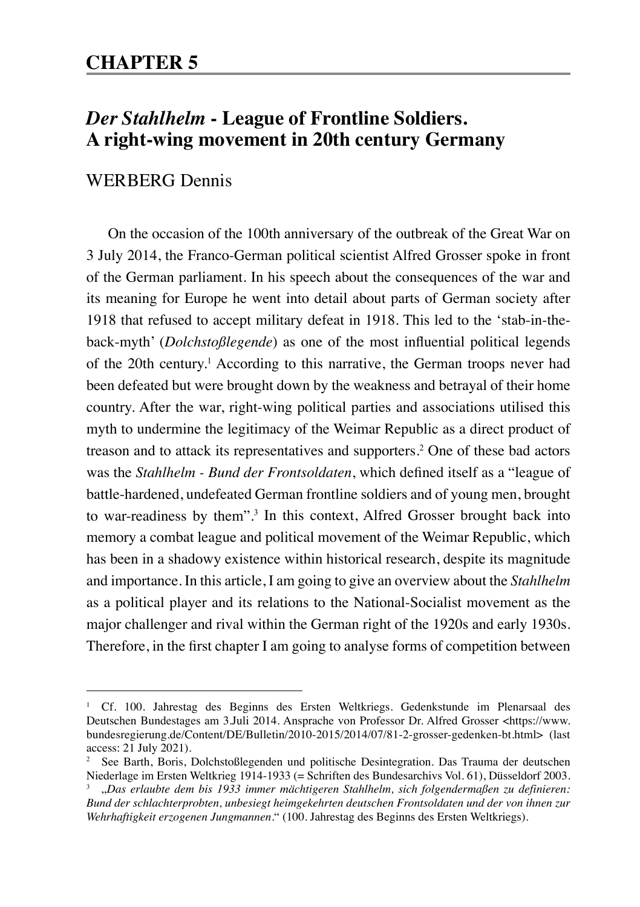# CHAPTER 5

## *Der Stahlhelm* - League of Frontline Soldiers. A right-wing movement in 20th century Germany

WERBERG Dennis

On the occasion of the 100th anniversary of the outbreak of the Great War on 3 July 2014, the Franco-German political scientist Alfred Grosser spoke in front of the German parliament. In his speech about the consequences of the war and its meaning for Europe he went into detail about parts of German society after 1918 that refused to accept military defeat in 1918. This led to the 'stab-in-the-back-myth' (*Dolchstoßlegende*) as one of the most influential political legends of the 20th century.[1] According to this narrative, the German troops never had been defeated but were brought down by the weakness and betrayal of their home country. After the war, right-wing political parties and associations utilised this myth to undermine the legitimacy of the Weimar Republic as a direct product of treason and to attack its representatives and supporters.[2] One of these bad actors was the *Stahlhelm - Bund der Frontsoldaten*, which defined itself as a "league of battle-hardened, undefeated German frontline soldiers and of young men, brought to war-readiness by them".[3] In this context, Alfred Grosser brought back into memory a combat league and political movement of the Weimar Republic, which has been in a shadowy existence within historical research, despite its magnitude and importance. In this article, I am going to give an overview about the *Stahlhelm* as a political player and its relations to the National-Socialist movement as the major challenger and rival within the German right of the 1920s and early 1930s. Therefore, in the first chapter I am going to analyse forms of competition between

---

[1] Cf. 100. Jahrestag des Beginns des Ersten Weltkriegs. Gedenkstunde im Plenarsaal des Deutschen Bundestages am 3.Juli 2014. Ansprache von Professor Dr. Alfred Grosser <https://www.bundesregierung.de/Content/DE/Bulletin/2010-2015/2014/07/81-2-grosser-gedenken-bt.html> (last access: 21 July 2021).

[2] See Barth, Boris, Dolchstoßlegenden und politische Desintegration. Das Trauma der deutschen Niederlage im Ersten Weltkrieg 1914-1933 (= Schriften des Bundesarchivs Vol. 61), Düsseldorf 2003.

[3] „*Das erlaubte dem bis 1933 immer mächtigeren Stahlhelm, sich folgendermaßen zu definieren: Bund der schlachterprobten, unbesiegt heimgekehrten deutschen Frontsoldaten und der von ihnen zur Wehrhaftigkeit erzogenen Jungmannen.*" (100. Jahrestag des Beginns des Ersten Weltkriegs).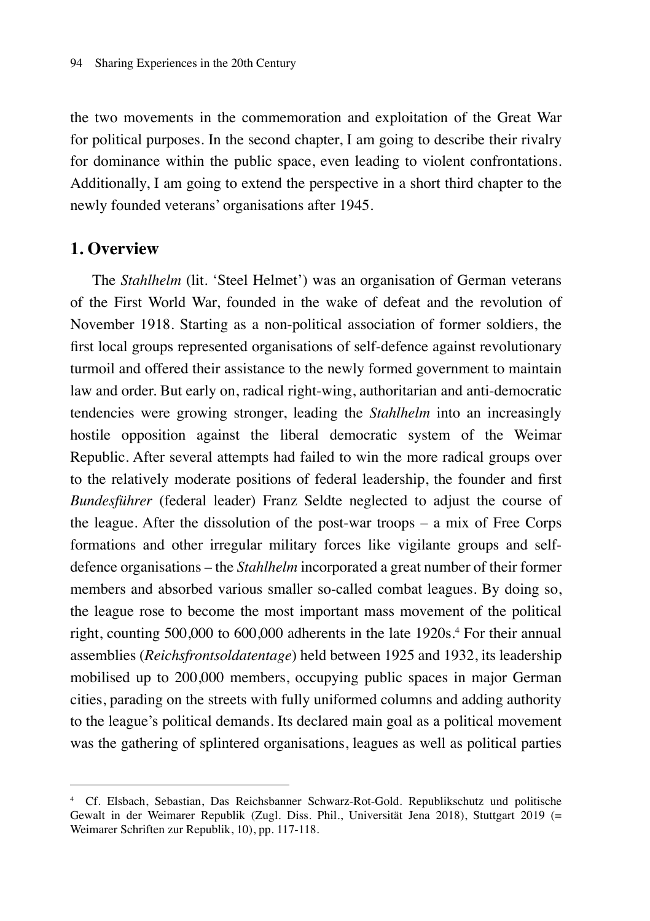the two movements in the commemoration and exploitation of the Great War for political purposes. In the second chapter, I am going to describe their rivalry for dominance within the public space, even leading to violent confrontations. Additionally, I am going to extend the perspective in a short third chapter to the newly founded veterans' organisations after 1945.

## 1. Overview

The *Stahlhelm* (lit. 'Steel Helmet') was an organisation of German veterans of the First World War, founded in the wake of defeat and the revolution of November 1918. Starting as a non-political association of former soldiers, the first local groups represented organisations of self-defence against revolutionary turmoil and offered their assistance to the newly formed government to maintain law and order. But early on, radical right-wing, authoritarian and anti-democratic tendencies were growing stronger, leading the *Stahlhelm* into an increasingly hostile opposition against the liberal democratic system of the Weimar Republic. After several attempts had failed to win the more radical groups over to the relatively moderate positions of federal leadership, the founder and first *Bundesführer* (federal leader) Franz Seldte neglected to adjust the course of the league. After the dissolution of the post-war troops – a mix of Free Corps formations and other irregular military forces like vigilante groups and self-defence organisations – the *Stahlhelm* incorporated a great number of their former members and absorbed various smaller so-called combat leagues. By doing so, the league rose to become the most important mass movement of the political right, counting 500,000 to 600,000 adherents in the late 1920s.[4] For their annual assemblies (*Reichsfrontsoldatentage*) held between 1925 and 1932, its leadership mobilised up to 200,000 members, occupying public spaces in major German cities, parading on the streets with fully uniformed columns and adding authority to the league's political demands. Its declared main goal as a political movement was the gathering of splintered organisations, leagues as well as political parties

---

[4] Cf. Elsbach, Sebastian, Das Reichsbanner Schwarz-Rot-Gold. Republikschutz und politische Gewalt in der Weimarer Republik (Zugl. Diss. Phil., Universität Jena 2018), Stuttgart 2019 (= Weimarer Schriften zur Republik, 10), pp. 117-118.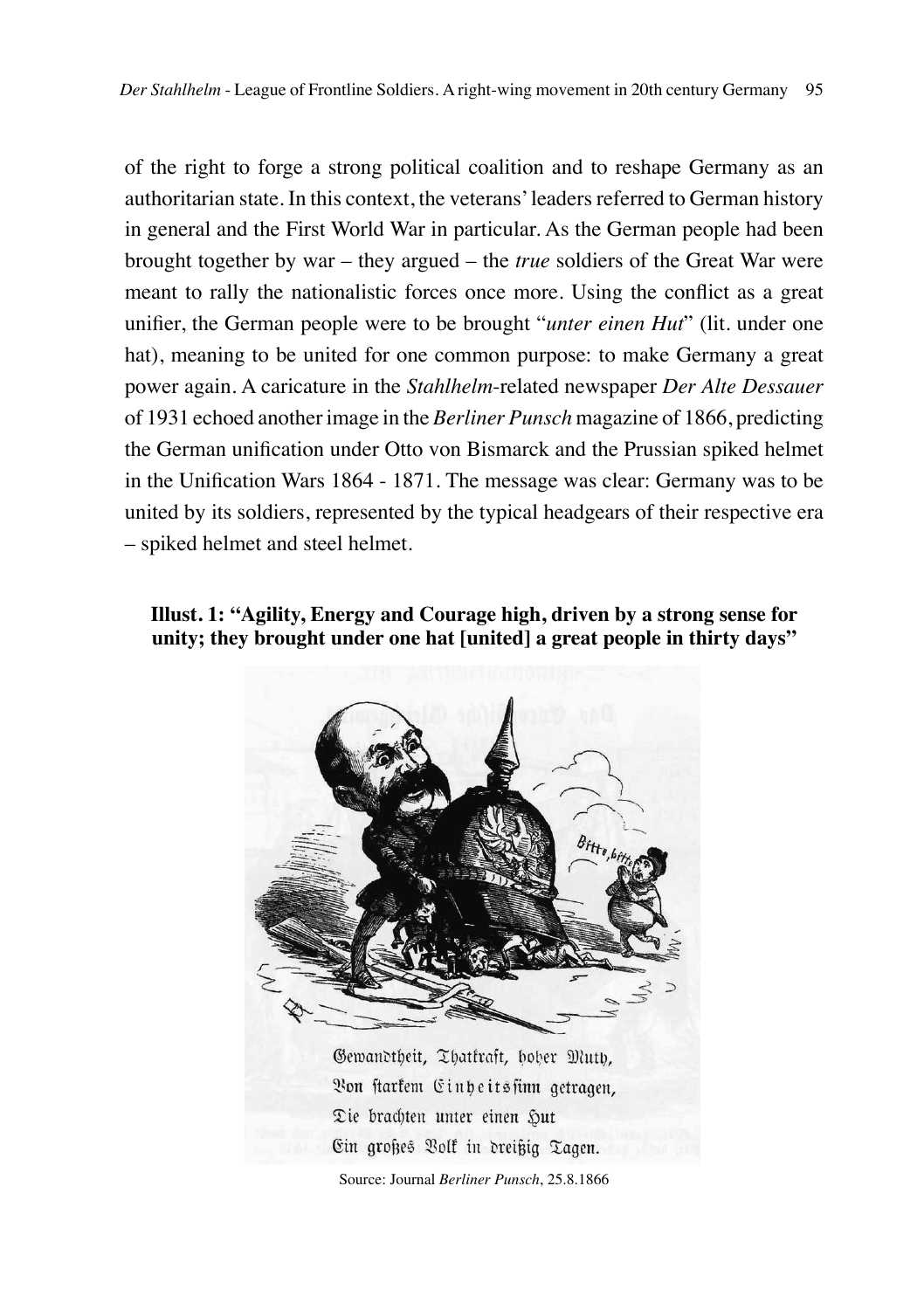of the right to forge a strong political coalition and to reshape Germany as an authoritarian state. In this context, the veterans' leaders referred to German history in general and the First World War in particular. As the German people had been brought together by war – they argued – the *true* soldiers of the Great War were meant to rally the nationalistic forces once more. Using the conflict as a great unifier, the German people were to be brought "*unter einen Hut*" (lit. under one hat), meaning to be united for one common purpose: to make Germany a great power again. A caricature in the *Stahlhelm*-related newspaper *Der Alte Dessauer* of 1931 echoed another image in the *Berliner Punsch* magazine of 1866, predicting the German unification under Otto von Bismarck and the Prussian spiked helmet in the Unification Wars 1864 - 1871. The message was clear: Germany was to be united by its soldiers, represented by the typical headgears of their respective era – spiked helmet and steel helmet.

**Illust. 1: "Agility, Energy and Courage high, driven by a strong sense for unity; they brought under one hat [united] a great people in thirty days"**

Source: Journal *Berliner Punsch*, 25.8.1866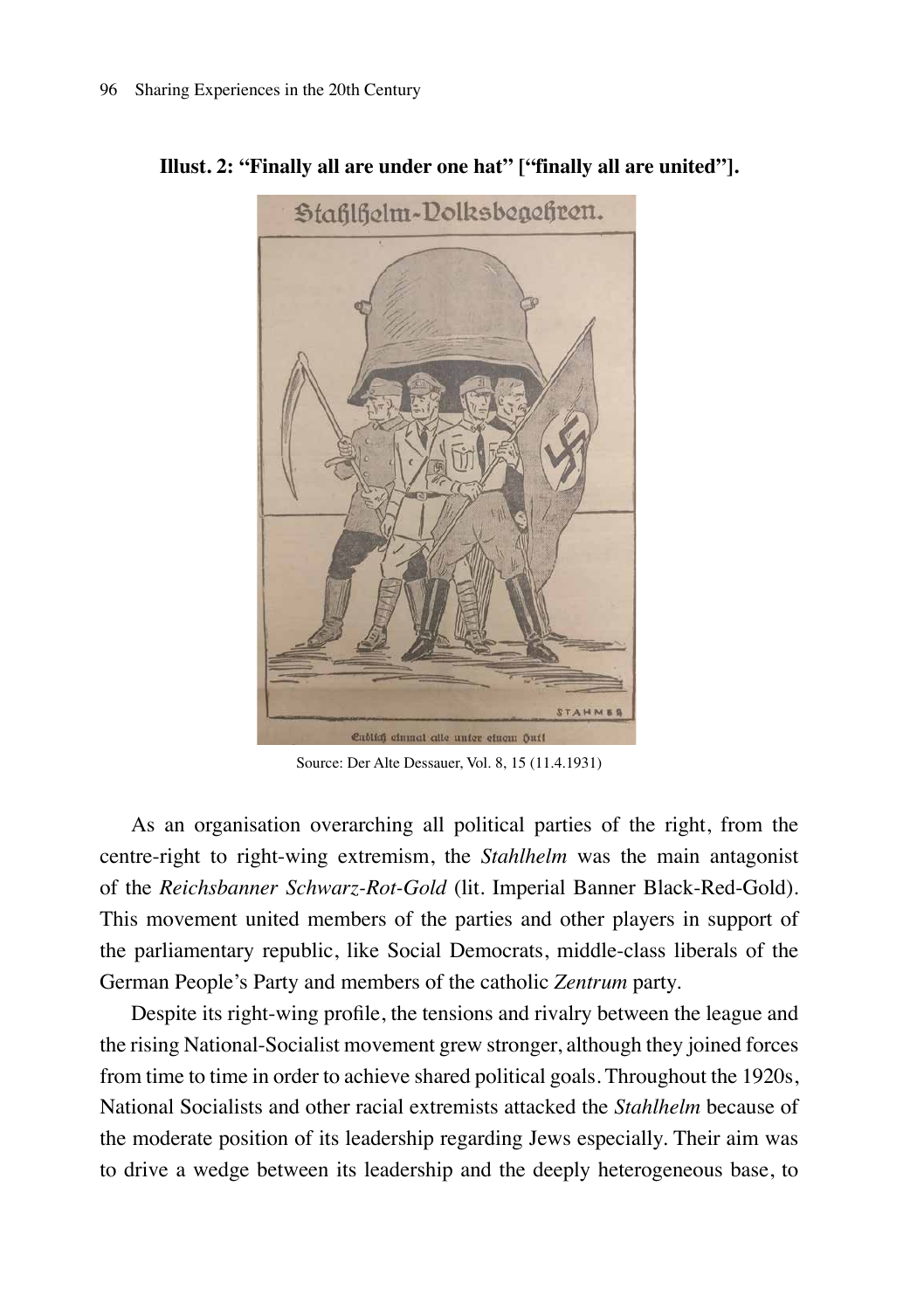**Illust. 2: "Finally all are under one hat" ["finally all are united"].**

Source: Der Alte Dessauer, Vol. 8, 15 (11.4.1931)

As an organisation overarching all political parties of the right, from the centre-right to right-wing extremism, the *Stahlhelm* was the main antagonist of the *Reichsbanner Schwarz-Rot-Gold* (lit. Imperial Banner Black-Red-Gold). This movement united members of the parties and other players in support of the parliamentary republic, like Social Democrats, middle-class liberals of the German People's Party and members of the catholic *Zentrum* party.

Despite its right-wing profile, the tensions and rivalry between the league and the rising National-Socialist movement grew stronger, although they joined forces from time to time in order to achieve shared political goals. Throughout the 1920s, National Socialists and other racial extremists attacked the *Stahlhelm* because of the moderate position of its leadership regarding Jews especially. Their aim was to drive a wedge between its leadership and the deeply heterogeneous base, to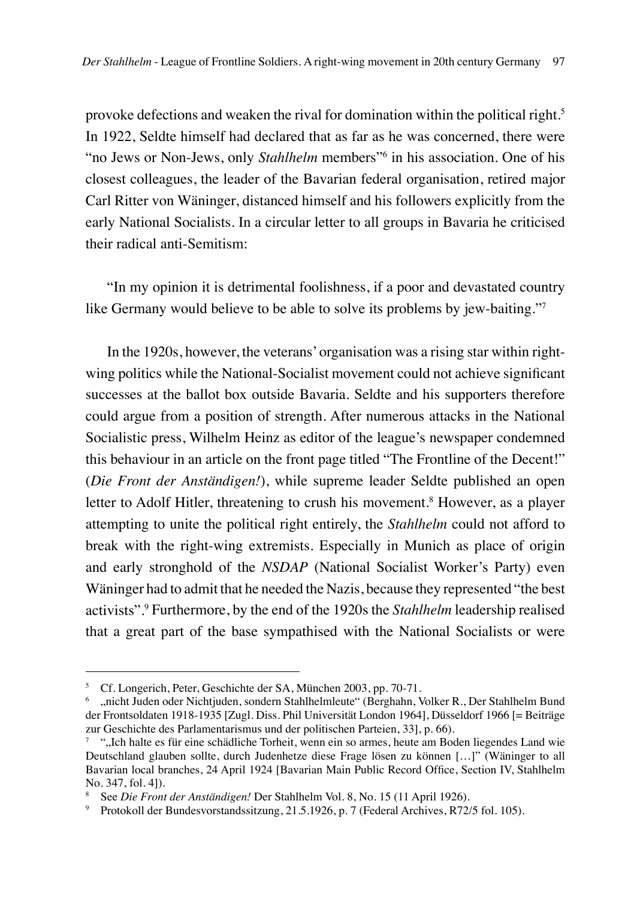provoke defections and weaken the rival for domination within the political right.[5] In 1922, Seldte himself had declared that as far as he was concerned, there were "no Jews or Non-Jews, only *Stahlhelm* members"[6] in his association. One of his closest colleagues, the leader of the Bavarian federal organisation, retired major Carl Ritter von Wäninger, distanced himself and his followers explicitly from the early National Socialists. In a circular letter to all groups in Bavaria he criticised their radical anti-Semitism:

"In my opinion it is detrimental foolishness, if a poor and devastated country like Germany would believe to be able to solve its problems by jew-baiting."[7]

In the 1920s, however, the veterans' organisation was a rising star within right-wing politics while the National-Socialist movement could not achieve significant successes at the ballot box outside Bavaria. Seldte and his supporters therefore could argue from a position of strength. After numerous attacks in the National Socialistic press, Wilhelm Heinz as editor of the league's newspaper condemned this behaviour in an article on the front page titled "The Frontline of the Decent!" (*Die Front der Anständigen!*), while supreme leader Seldte published an open letter to Adolf Hitler, threatening to crush his movement.[8] However, as a player attempting to unite the political right entirely, the *Stahlhelm* could not afford to break with the right-wing extremists. Especially in Munich as place of origin and early stronghold of the *NSDAP* (National Socialist Worker's Party) even Wäninger had to admit that he needed the Nazis, because they represented "the best activists".[9] Furthermore, by the end of the 1920s the *Stahlhelm* leadership realised that a great part of the base sympathised with the National Socialists or were

---

[5] Cf. Longerich, Peter, Geschichte der SA, München 2003, pp. 70-71.

[6] „nicht Juden oder Nichtjuden, sondern Stahlhelmleute" (Berghahn, Volker R., Der Stahlhelm Bund der Frontsoldaten 1918-1935 [Zugl. Diss. Phil Universität London 1964], Düsseldorf 1966 [= Beiträge zur Geschichte des Parlamentarismus und der politischen Parteien, 33], p. 66).

[7] "„Ich halte es für eine schädliche Torheit, wenn ein so armes, heute am Boden liegendes Land wie Deutschland glauben sollte, durch Judenhetze diese Frage lösen zu können […]" (Wäninger to all Bavarian local branches, 24 April 1924 [Bavarian Main Public Record Office, Section IV, Stahlhelm No. 347, fol. 4]).

[8] See *Die Front der Anständigen!* Der Stahlhelm Vol. 8, No. 15 (11 April 1926).

[9] Protokoll der Bundesvorstandssitzung, 21.5.1926, p. 7 (Federal Archives, R72/5 fol. 105).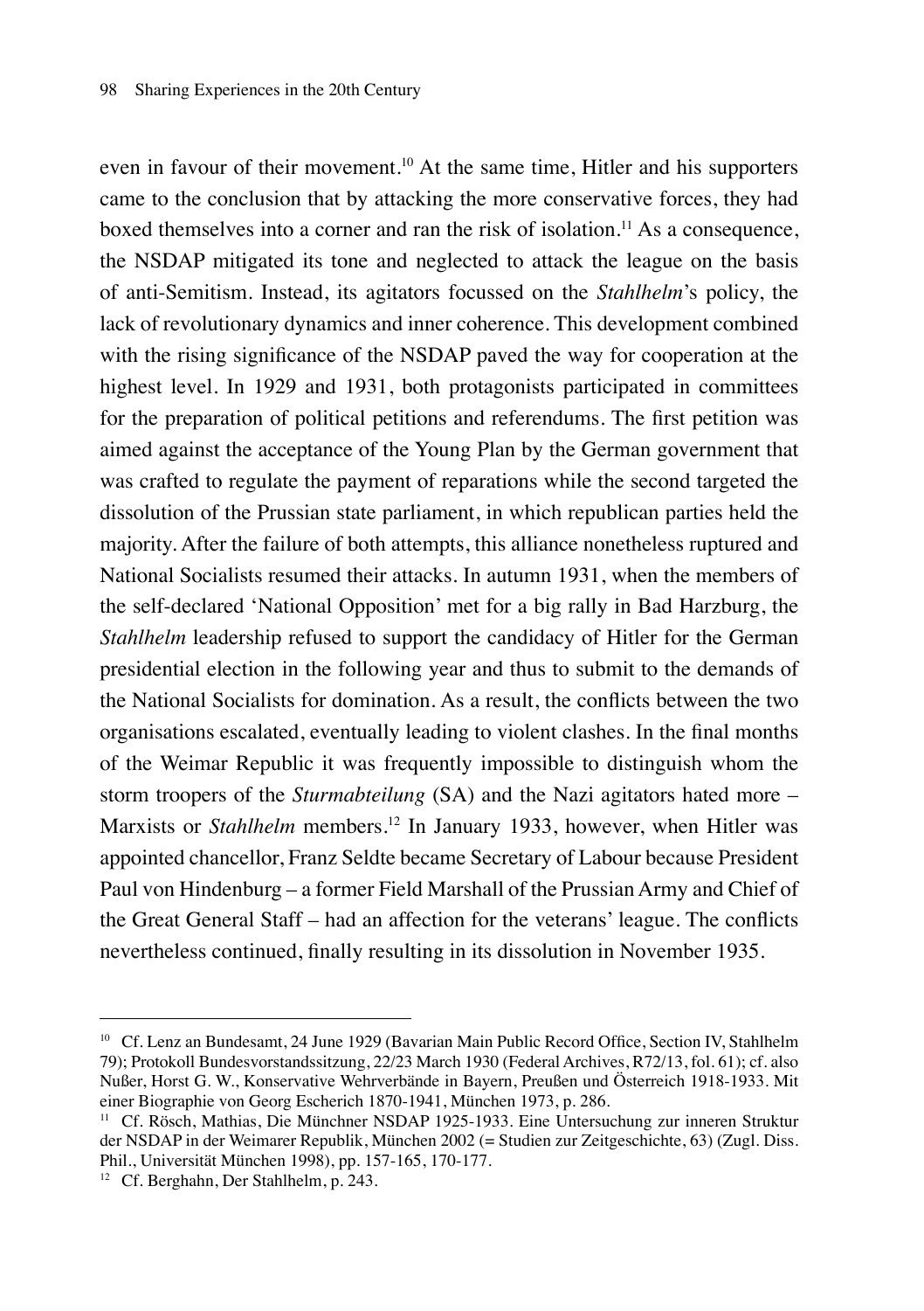even in favour of their movement.[10] At the same time, Hitler and his supporters came to the conclusion that by attacking the more conservative forces, they had boxed themselves into a corner and ran the risk of isolation.[11] As a consequence, the NSDAP mitigated its tone and neglected to attack the league on the basis of anti-Semitism. Instead, its agitators focussed on the *Stahlhelm*'s policy, the lack of revolutionary dynamics and inner coherence. This development combined with the rising significance of the NSDAP paved the way for cooperation at the highest level. In 1929 and 1931, both protagonists participated in committees for the preparation of political petitions and referendums. The first petition was aimed against the acceptance of the Young Plan by the German government that was crafted to regulate the payment of reparations while the second targeted the dissolution of the Prussian state parliament, in which republican parties held the majority. After the failure of both attempts, this alliance nonetheless ruptured and National Socialists resumed their attacks. In autumn 1931, when the members of the self-declared 'National Opposition' met for a big rally in Bad Harzburg, the *Stahlhelm* leadership refused to support the candidacy of Hitler for the German presidential election in the following year and thus to submit to the demands of the National Socialists for domination. As a result, the conflicts between the two organisations escalated, eventually leading to violent clashes. In the final months of the Weimar Republic it was frequently impossible to distinguish whom the storm troopers of the *Sturmabteilung* (SA) and the Nazi agitators hated more – Marxists or *Stahlhelm* members.[12] In January 1933, however, when Hitler was appointed chancellor, Franz Seldte became Secretary of Labour because President Paul von Hindenburg – a former Field Marshall of the Prussian Army and Chief of the Great General Staff – had an affection for the veterans' league. The conflicts nevertheless continued, finally resulting in its dissolution in November 1935.

---

[10] Cf. Lenz an Bundesamt, 24 June 1929 (Bavarian Main Public Record Office, Section IV, Stahlhelm 79); Protokoll Bundesvorstandssitzung, 22/23 March 1930 (Federal Archives, R72/13, fol. 61); cf. also Nußer, Horst G. W., Konservative Wehrverbände in Bayern, Preußen und Österreich 1918-1933. Mit einer Biographie von Georg Escherich 1870-1941, München 1973, p. 286.

[11] Cf. Rösch, Mathias, Die Münchner NSDAP 1925-1933. Eine Untersuchung zur inneren Struktur der NSDAP in der Weimarer Republik, München 2002 (= Studien zur Zeitgeschichte, 63) (Zugl. Diss. Phil., Universität München 1998), pp. 157-165, 170-177.

[12] Cf. Berghahn, Der Stahlhelm, p. 243.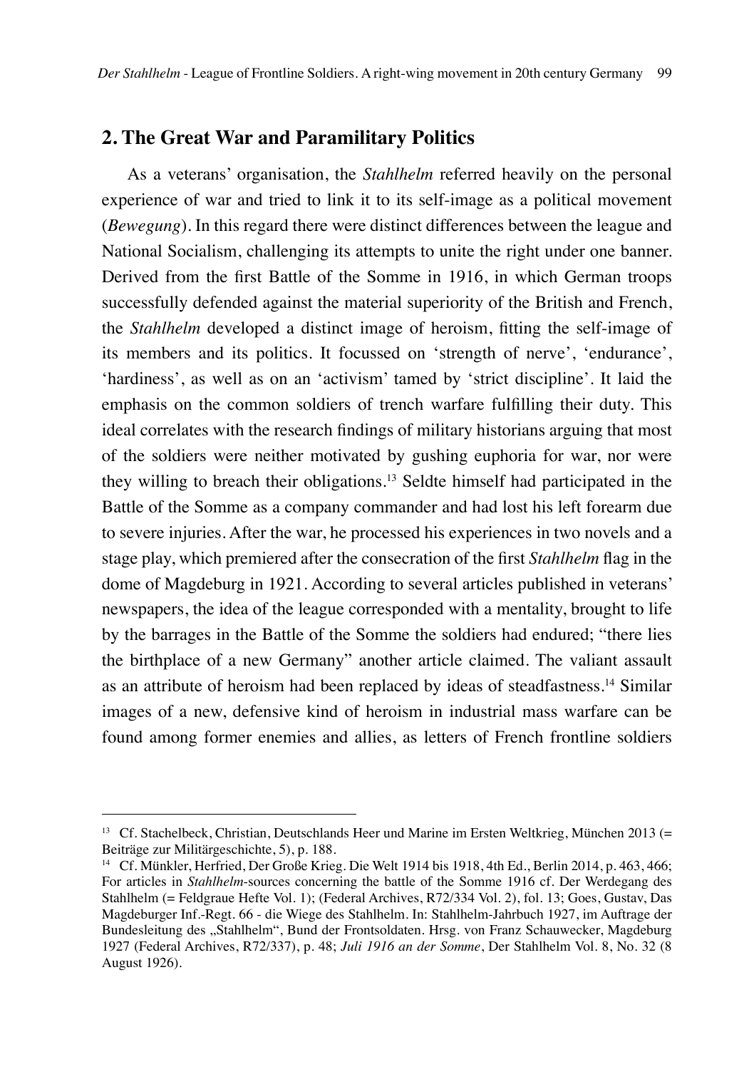## 2. The Great War and Paramilitary Politics

As a veterans' organisation, the *Stahlhelm* referred heavily on the personal experience of war and tried to link it to its self-image as a political movement (*Bewegung*). In this regard there were distinct differences between the league and National Socialism, challenging its attempts to unite the right under one banner. Derived from the first Battle of the Somme in 1916, in which German troops successfully defended against the material superiority of the British and French, the *Stahlhelm* developed a distinct image of heroism, fitting the self-image of its members and its politics. It focussed on 'strength of nerve', 'endurance', 'hardiness', as well as on an 'activism' tamed by 'strict discipline'. It laid the emphasis on the common soldiers of trench warfare fulfilling their duty. This ideal correlates with the research findings of military historians arguing that most of the soldiers were neither motivated by gushing euphoria for war, nor were they willing to breach their obligations.[13] Seldte himself had participated in the Battle of the Somme as a company commander and had lost his left forearm due to severe injuries. After the war, he processed his experiences in two novels and a stage play, which premiered after the consecration of the first *Stahlhelm* flag in the dome of Magdeburg in 1921. According to several articles published in veterans' newspapers, the idea of the league corresponded with a mentality, brought to life by the barrages in the Battle of the Somme the soldiers had endured; "there lies the birthplace of a new Germany" another article claimed. The valiant assault as an attribute of heroism had been replaced by ideas of steadfastness.[14] Similar images of a new, defensive kind of heroism in industrial mass warfare can be found among former enemies and allies, as letters of French frontline soldiers

---

[13] Cf. Stachelbeck, Christian, Deutschlands Heer und Marine im Ersten Weltkrieg, München 2013 (= Beiträge zur Militärgeschichte, 5), p. 188.

[14] Cf. Münkler, Herfried, Der Große Krieg. Die Welt 1914 bis 1918, 4th Ed., Berlin 2014, p. 463, 466; For articles in *Stahlhelm*-sources concerning the battle of the Somme 1916 cf. Der Werdegang des Stahlhelm (= Feldgraue Hefte Vol. 1); (Federal Archives, R72/334 Vol. 2), fol. 13; Goes, Gustav, Das Magdeburger Inf.-Regt. 66 - die Wiege des Stahlhelm. In: Stahlhelm-Jahrbuch 1927, im Auftrage der Bundesleitung des „Stahlhelm", Bund der Frontsoldaten. Hrsg. von Franz Schauwecker, Magdeburg 1927 (Federal Archives, R72/337), p. 48; *Juli 1916 an der Somme*, Der Stahlhelm Vol. 8, No. 32 (8 August 1926).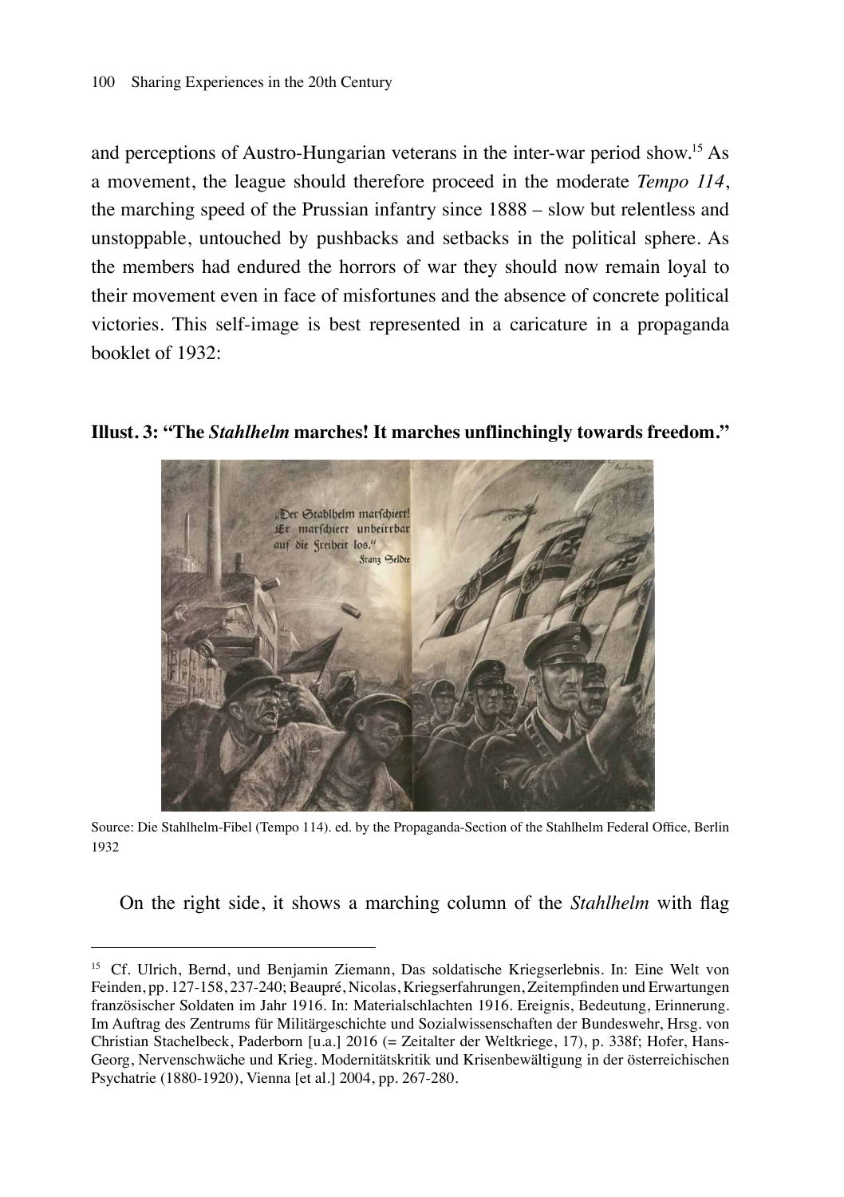and perceptions of Austro-Hungarian veterans in the inter-war period show.[15] As a movement, the league should therefore proceed in the moderate *Tempo 114*, the marching speed of the Prussian infantry since 1888 – slow but relentless and unstoppable, untouched by pushbacks and setbacks in the political sphere. As the members had endured the horrors of war they should now remain loyal to their movement even in face of misfortunes and the absence of concrete political victories. This self-image is best represented in a caricature in a propaganda booklet of 1932:

**Illust. 3: "The *Stahlhelm* marches! It marches unflinchingly towards freedom."**

Source: Die Stahlhelm-Fibel (Tempo 114). ed. by the Propaganda-Section of the Stahlhelm Federal Office, Berlin 1932

On the right side, it shows a marching column of the *Stahlhelm* with flag

[15] Cf. Ulrich, Bernd, und Benjamin Ziemann, Das soldatische Kriegserlebnis. In: Eine Welt von Feinden, pp. 127-158, 237-240; Beaupré, Nicolas, Kriegserfahrungen, Zeitempfinden und Erwartungen französischer Soldaten im Jahr 1916. In: Materialschlachten 1916. Ereignis, Bedeutung, Erinnerung. Im Auftrag des Zentrums für Militärgeschichte und Sozialwissenschaften der Bundeswehr, Hrsg. von Christian Stachelbeck, Paderborn [u.a.] 2016 (= Zeitalter der Weltkriege, 17), p. 338f; Hofer, Hans-Georg, Nervenschwäche und Krieg. Modernitätskritik und Krisenbewältigung in der österreichischen Psychatrie (1880-1920), Vienna [et al.] 2004, pp. 267-280.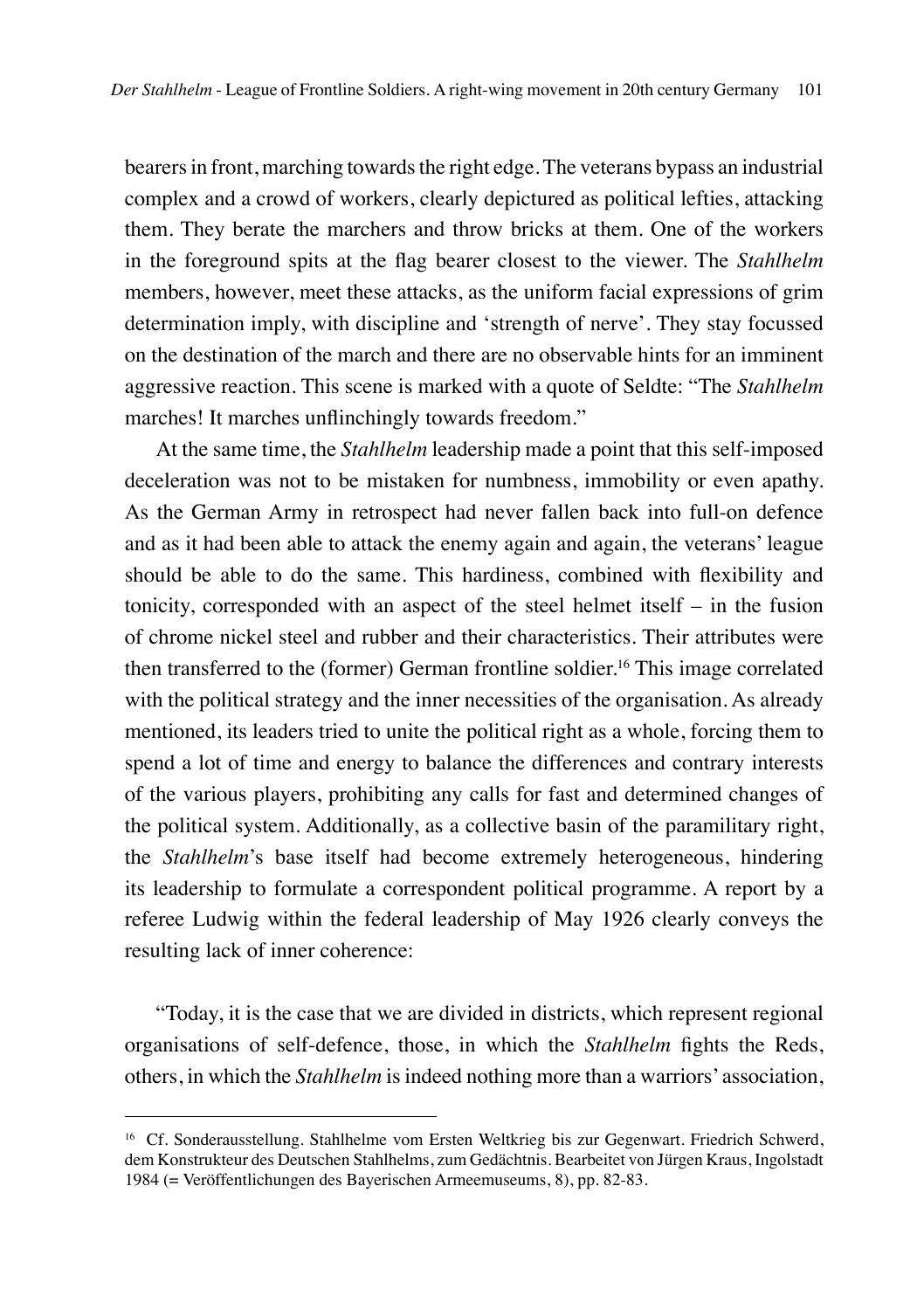bearers in front, marching towards the right edge. The veterans bypass an industrial complex and a crowd of workers, clearly depictured as political lefties, attacking them. They berate the marchers and throw bricks at them. One of the workers in the foreground spits at the flag bearer closest to the viewer. The *Stahlhelm* members, however, meet these attacks, as the uniform facial expressions of grim determination imply, with discipline and 'strength of nerve'. They stay focussed on the destination of the march and there are no observable hints for an imminent aggressive reaction. This scene is marked with a quote of Seldte: "The *Stahlhelm* marches! It marches unflinchingly towards freedom."

At the same time, the *Stahlhelm* leadership made a point that this self-imposed deceleration was not to be mistaken for numbness, immobility or even apathy. As the German Army in retrospect had never fallen back into full-on defence and as it had been able to attack the enemy again and again, the veterans' league should be able to do the same. This hardiness, combined with flexibility and tonicity, corresponded with an aspect of the steel helmet itself – in the fusion of chrome nickel steel and rubber and their characteristics. Their attributes were then transferred to the (former) German frontline soldier.[16] This image correlated with the political strategy and the inner necessities of the organisation. As already mentioned, its leaders tried to unite the political right as a whole, forcing them to spend a lot of time and energy to balance the differences and contrary interests of the various players, prohibiting any calls for fast and determined changes of the political system. Additionally, as a collective basin of the paramilitary right, the *Stahlhelm*'s base itself had become extremely heterogeneous, hindering its leadership to formulate a correspondent political programme. A report by a referee Ludwig within the federal leadership of May 1926 clearly conveys the resulting lack of inner coherence:

"Today, it is the case that we are divided in districts, which represent regional organisations of self-defence, those, in which the *Stahlhelm* fights the Reds, others, in which the *Stahlhelm* is indeed nothing more than a warriors' association,

---

[16] Cf. Sonderausstellung. Stahlhelme vom Ersten Weltkrieg bis zur Gegenwart. Friedrich Schwerd, dem Konstrukteur des Deutschen Stahlhelms, zum Gedächtnis. Bearbeitet von Jürgen Kraus, Ingolstadt 1984 (= Veröffentlichungen des Bayerischen Armeemuseums, 8), pp. 82-83.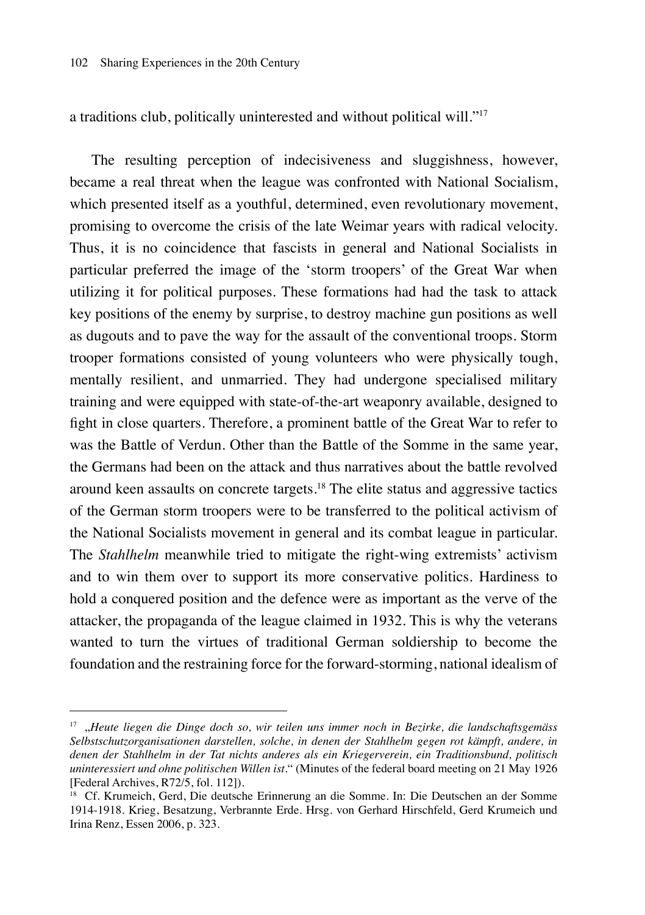a traditions club, politically uninterested and without political will."[17]

The resulting perception of indecisiveness and sluggishness, however, became a real threat when the league was confronted with National Socialism, which presented itself as a youthful, determined, even revolutionary movement, promising to overcome the crisis of the late Weimar years with radical velocity. Thus, it is no coincidence that fascists in general and National Socialists in particular preferred the image of the 'storm troopers' of the Great War when utilizing it for political purposes. These formations had had the task to attack key positions of the enemy by surprise, to destroy machine gun positions as well as dugouts and to pave the way for the assault of the conventional troops. Storm trooper formations consisted of young volunteers who were physically tough, mentally resilient, and unmarried. They had undergone specialised military training and were equipped with state-of-the-art weaponry available, designed to fight in close quarters. Therefore, a prominent battle of the Great War to refer to was the Battle of Verdun. Other than the Battle of the Somme in the same year, the Germans had been on the attack and thus narratives about the battle revolved around keen assaults on concrete targets.[18] The elite status and aggressive tactics of the German storm troopers were to be transferred to the political activism of the National Socialists movement in general and its combat league in particular. The *Stahlhelm* meanwhile tried to mitigate the right-wing extremists' activism and to win them over to support its more conservative politics. Hardiness to hold a conquered position and the defence were as important as the verve of the attacker, the propaganda of the league claimed in 1932. This is why the veterans wanted to turn the virtues of traditional German soldiership to become the foundation and the restraining force for the forward-storming, national idealism of

---

[17] „*Heute liegen die Dinge doch so, wir teilen uns immer noch in Bezirke, die landschaftsgemäss Selbstschutzorganisationen darstellen, solche, in denen der Stahlhelm gegen rot kämpft, andere, in denen der Stahlhelm in der Tat nichts anderes als ein Kriegerverein, ein Traditionsbund, politisch uninteressiert und ohne politischen Willen ist*." (Minutes of the federal board meeting on 21 May 1926 [Federal Archives, R72/5, fol. 112]).

[18] Cf. Krumeich, Gerd, Die deutsche Erinnerung an die Somme. In: Die Deutschen an der Somme 1914-1918. Krieg, Besatzung, Verbrannte Erde. Hrsg. von Gerhard Hirschfeld, Gerd Krumeich und Irina Renz, Essen 2006, p. 323.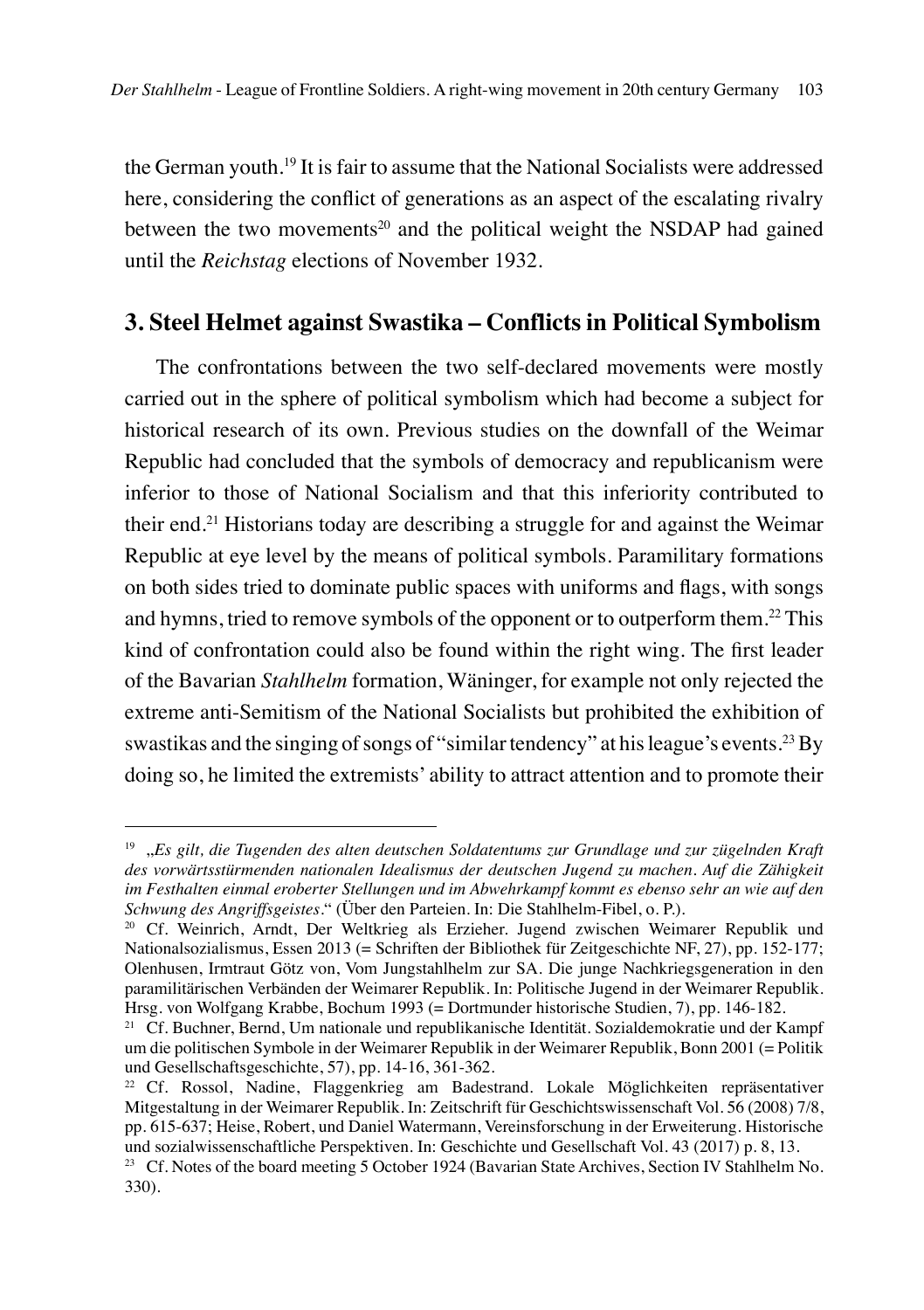the German youth.[19] It is fair to assume that the National Socialists were addressed here, considering the conflict of generations as an aspect of the escalating rivalry between the two movements[20] and the political weight the NSDAP had gained until the *Reichstag* elections of November 1932.

## 3. Steel Helmet against Swastika – Conflicts in Political Symbolism

The confrontations between the two self-declared movements were mostly carried out in the sphere of political symbolism which had become a subject for historical research of its own. Previous studies on the downfall of the Weimar Republic had concluded that the symbols of democracy and republicanism were inferior to those of National Socialism and that this inferiority contributed to their end.[21] Historians today are describing a struggle for and against the Weimar Republic at eye level by the means of political symbols. Paramilitary formations on both sides tried to dominate public spaces with uniforms and flags, with songs and hymns, tried to remove symbols of the opponent or to outperform them.[22] This kind of confrontation could also be found within the right wing. The first leader of the Bavarian *Stahlhelm* formation, Wäninger, for example not only rejected the extreme anti-Semitism of the National Socialists but prohibited the exhibition of swastikas and the singing of songs of "similar tendency" at his league's events.[23] By doing so, he limited the extremists' ability to attract attention and to promote their

---

[19] „*Es gilt, die Tugenden des alten deutschen Soldatentums zur Grundlage und zur zügelnden Kraft des vorwärtsstürmenden nationalen Idealismus der deutschen Jugend zu machen. Auf die Zähigkeit im Festhalten einmal eroberter Stellungen und im Abwehrkampf kommt es ebenso sehr an wie auf den Schwung des Angriffsgeistes*." (Über den Parteien. In: Die Stahlhelm-Fibel, o. P.).

[20] Cf. Weinrich, Arndt, Der Weltkrieg als Erzieher. Jugend zwischen Weimarer Republik und Nationalsozialismus, Essen 2013 (= Schriften der Bibliothek für Zeitgeschichte NF, 27), pp. 152-177; Olenhusen, Irmtraut Götz von, Vom Jungstahlhelm zur SA. Die junge Nachkriegsgeneration in den paramilitärischen Verbänden der Weimarer Republik. In: Politische Jugend in der Weimarer Republik. Hrsg. von Wolfgang Krabbe, Bochum 1993 (= Dortmunder historische Studien, 7), pp. 146-182.

[21] Cf. Buchner, Bernd, Um nationale und republikanische Identität. Sozialdemokratie und der Kampf um die politischen Symbole in der Weimarer Republik in der Weimarer Republik, Bonn 2001 (= Politik und Gesellschaftsgeschichte, 57), pp. 14-16, 361-362.

[22] Cf. Rossol, Nadine, Flaggenkrieg am Badestrand. Lokale Möglichkeiten repräsentativer Mitgestaltung in der Weimarer Republik. In: Zeitschrift für Geschichtswissenschaft Vol. 56 (2008) 7/8, pp. 615-637; Heise, Robert, und Daniel Watermann, Vereinsforschung in der Erweiterung. Historische und sozialwissenschaftliche Perspektiven. In: Geschichte und Gesellschaft Vol. 43 (2017) p. 8, 13.

[23] Cf. Notes of the board meeting 5 October 1924 (Bavarian State Archives, Section IV Stahlhelm No. 330).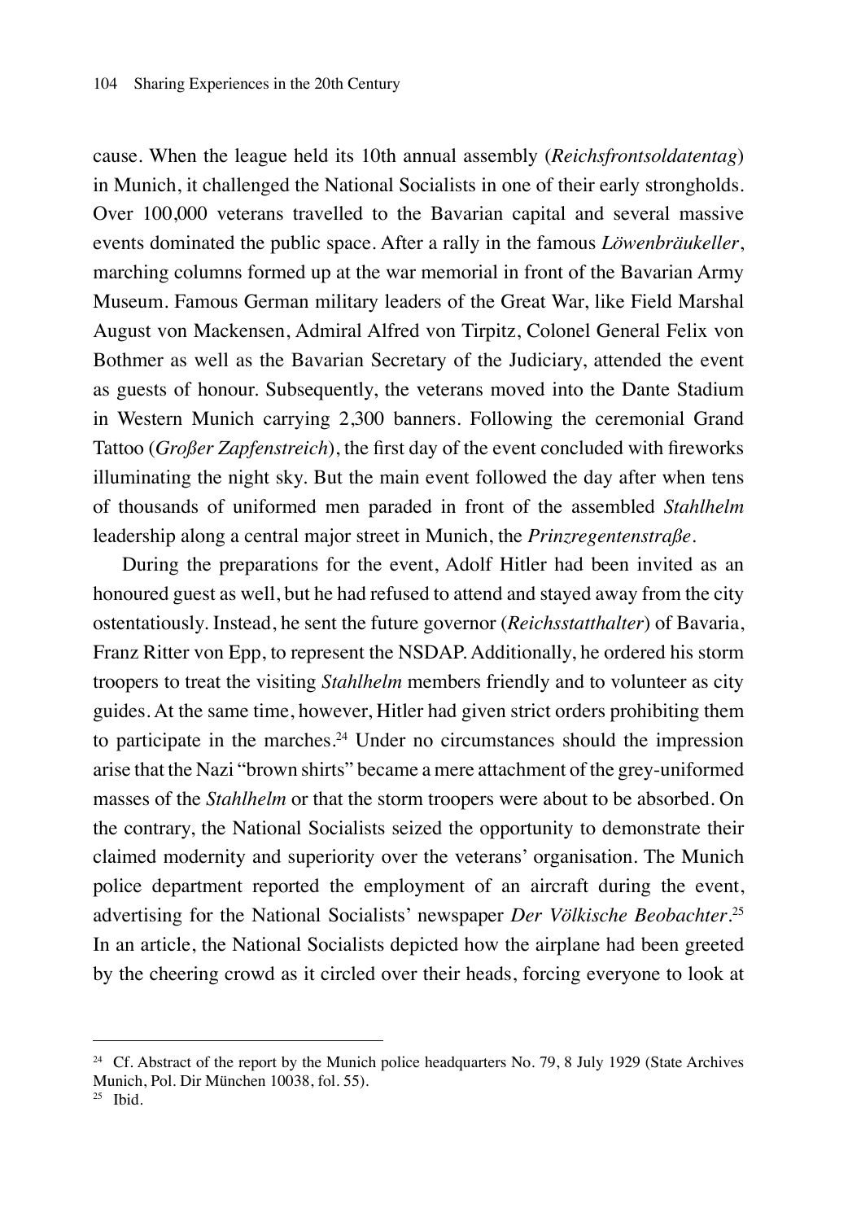cause. When the league held its 10th annual assembly (*Reichsfrontsoldatentag*) in Munich, it challenged the National Socialists in one of their early strongholds. Over 100,000 veterans travelled to the Bavarian capital and several massive events dominated the public space. After a rally in the famous *Löwenbräukeller*, marching columns formed up at the war memorial in front of the Bavarian Army Museum. Famous German military leaders of the Great War, like Field Marshal August von Mackensen, Admiral Alfred von Tirpitz, Colonel General Felix von Bothmer as well as the Bavarian Secretary of the Judiciary, attended the event as guests of honour. Subsequently, the veterans moved into the Dante Stadium in Western Munich carrying 2,300 banners. Following the ceremonial Grand Tattoo (*Großer Zapfenstreich*), the first day of the event concluded with fireworks illuminating the night sky. But the main event followed the day after when tens of thousands of uniformed men paraded in front of the assembled *Stahlhelm* leadership along a central major street in Munich, the *Prinzregentenstraße*.

During the preparations for the event, Adolf Hitler had been invited as an honoured guest as well, but he had refused to attend and stayed away from the city ostentatiously. Instead, he sent the future governor (*Reichsstatthalter*) of Bavaria, Franz Ritter von Epp, to represent the NSDAP. Additionally, he ordered his storm troopers to treat the visiting *Stahlhelm* members friendly and to volunteer as city guides. At the same time, however, Hitler had given strict orders prohibiting them to participate in the marches.[24] Under no circumstances should the impression arise that the Nazi "brown shirts" became a mere attachment of the grey-uniformed masses of the *Stahlhelm* or that the storm troopers were about to be absorbed. On the contrary, the National Socialists seized the opportunity to demonstrate their claimed modernity and superiority over the veterans' organisation. The Munich police department reported the employment of an aircraft during the event, advertising for the National Socialists' newspaper *Der Völkische Beobachter*.[25] In an article, the National Socialists depicted how the airplane had been greeted by the cheering crowd as it circled over their heads, forcing everyone to look at

---

[24] Cf. Abstract of the report by the Munich police headquarters No. 79, 8 July 1929 (State Archives Munich, Pol. Dir München 10038, fol. 55).

[25] Ibid.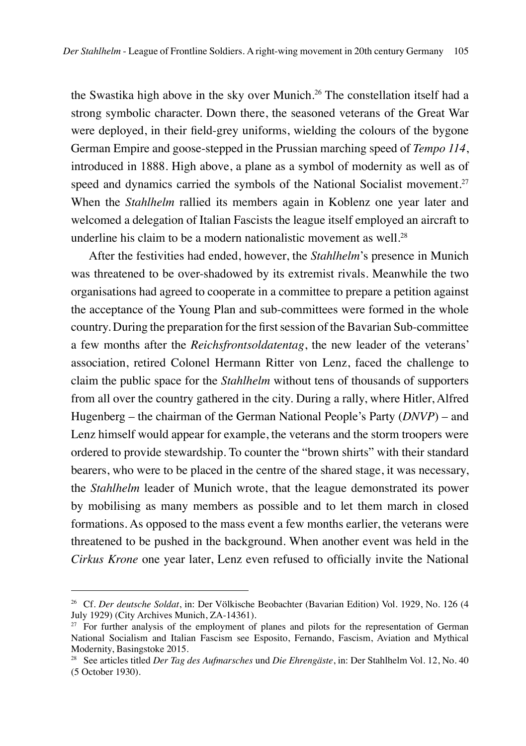the Swastika high above in the sky over Munich.[26] The constellation itself had a strong symbolic character. Down there, the seasoned veterans of the Great War were deployed, in their field-grey uniforms, wielding the colours of the bygone German Empire and goose-stepped in the Prussian marching speed of *Tempo 114*, introduced in 1888. High above, a plane as a symbol of modernity as well as of speed and dynamics carried the symbols of the National Socialist movement.[27] When the *Stahlhelm* rallied its members again in Koblenz one year later and welcomed a delegation of Italian Fascists the league itself employed an aircraft to underline his claim to be a modern nationalistic movement as well.[28]

After the festivities had ended, however, the *Stahlhelm*'s presence in Munich was threatened to be over-shadowed by its extremist rivals. Meanwhile the two organisations had agreed to cooperate in a committee to prepare a petition against the acceptance of the Young Plan and sub-committees were formed in the whole country. During the preparation for the first session of the Bavarian Sub-committee a few months after the *Reichsfrontsoldatentag*, the new leader of the veterans' association, retired Colonel Hermann Ritter von Lenz, faced the challenge to claim the public space for the *Stahlhelm* without tens of thousands of supporters from all over the country gathered in the city. During a rally, where Hitler, Alfred Hugenberg – the chairman of the German National People's Party (*DNVP*) – and Lenz himself would appear for example, the veterans and the storm troopers were ordered to provide stewardship. To counter the "brown shirts" with their standard bearers, who were to be placed in the centre of the shared stage, it was necessary, the *Stahlhelm* leader of Munich wrote, that the league demonstrated its power by mobilising as many members as possible and to let them march in closed formations. As opposed to the mass event a few months earlier, the veterans were threatened to be pushed in the background. When another event was held in the *Cirkus Krone* one year later, Lenz even refused to officially invite the National

---

[26] Cf. *Der deutsche Soldat*, in: Der Völkische Beobachter (Bavarian Edition) Vol. 1929, No. 126 (4 July 1929) (City Archives Munich, ZA-14361).

[27] For further analysis of the employment of planes and pilots for the representation of German National Socialism and Italian Fascism see Esposito, Fernando, Fascism, Aviation and Mythical Modernity, Basingstoke 2015.

[28] See articles titled *Der Tag des Aufmarsches* und *Die Ehrengäste*, in: Der Stahlhelm Vol. 12, No. 40 (5 October 1930).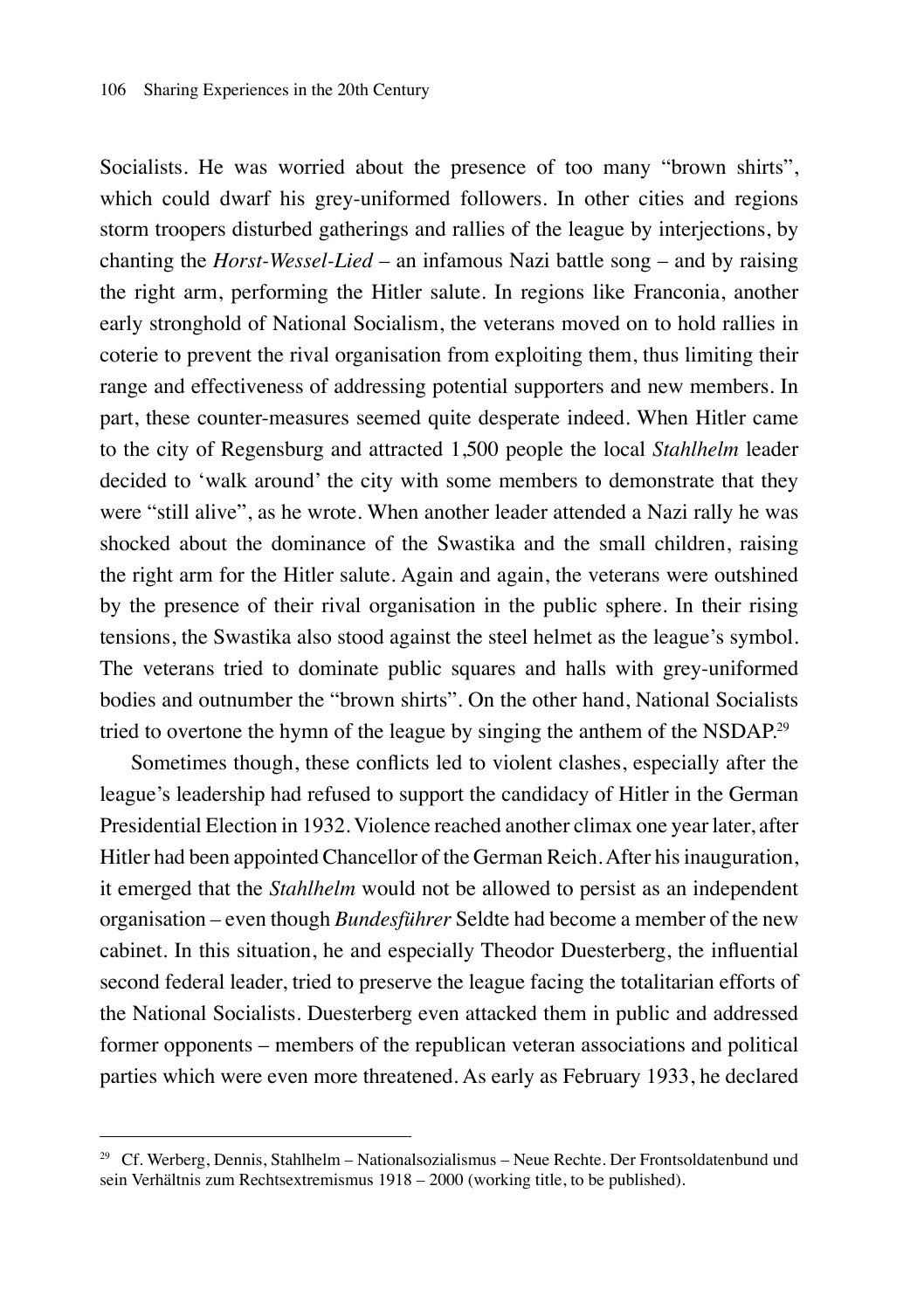Socialists. He was worried about the presence of too many "brown shirts", which could dwarf his grey-uniformed followers. In other cities and regions storm troopers disturbed gatherings and rallies of the league by interjections, by chanting the *Horst-Wessel-Lied* – an infamous Nazi battle song – and by raising the right arm, performing the Hitler salute. In regions like Franconia, another early stronghold of National Socialism, the veterans moved on to hold rallies in coterie to prevent the rival organisation from exploiting them, thus limiting their range and effectiveness of addressing potential supporters and new members. In part, these counter-measures seemed quite desperate indeed. When Hitler came to the city of Regensburg and attracted 1,500 people the local *Stahlhelm* leader decided to 'walk around' the city with some members to demonstrate that they were "still alive", as he wrote. When another leader attended a Nazi rally he was shocked about the dominance of the Swastika and the small children, raising the right arm for the Hitler salute. Again and again, the veterans were outshined by the presence of their rival organisation in the public sphere. In their rising tensions, the Swastika also stood against the steel helmet as the league's symbol. The veterans tried to dominate public squares and halls with grey-uniformed bodies and outnumber the "brown shirts". On the other hand, National Socialists tried to overtone the hymn of the league by singing the anthem of the NSDAP.[29]

Sometimes though, these conflicts led to violent clashes, especially after the league's leadership had refused to support the candidacy of Hitler in the German Presidential Election in 1932. Violence reached another climax one year later, after Hitler had been appointed Chancellor of the German Reich. After his inauguration, it emerged that the *Stahlhelm* would not be allowed to persist as an independent organisation – even though *Bundesführer* Seldte had become a member of the new cabinet. In this situation, he and especially Theodor Duesterberg, the influential second federal leader, tried to preserve the league facing the totalitarian efforts of the National Socialists. Duesterberg even attacked them in public and addressed former opponents – members of the republican veteran associations and political parties which were even more threatened. As early as February 1933, he declared

---

[29] Cf. Werberg, Dennis, Stahlhelm – Nationalsozialismus – Neue Rechte. Der Frontsoldatenbund und sein Verhältnis zum Rechtsextremismus 1918 – 2000 (working title, to be published).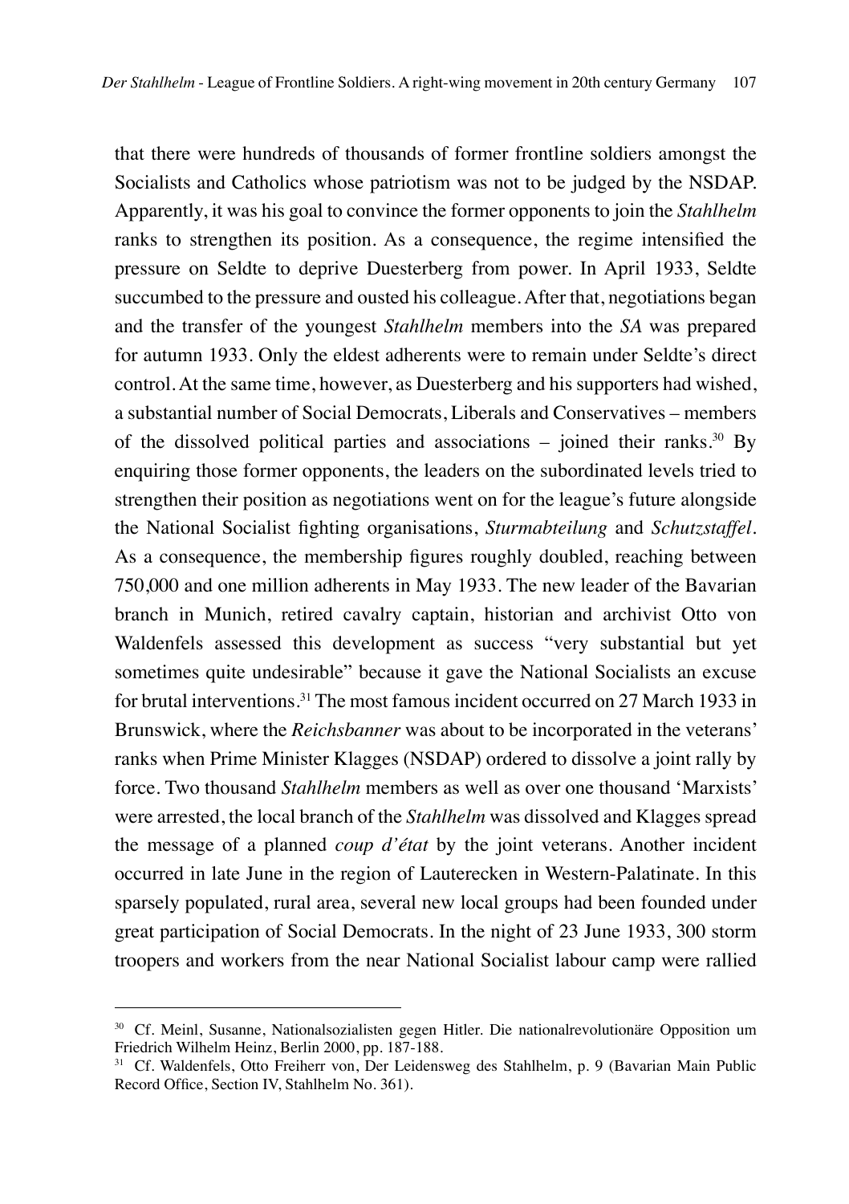that there were hundreds of thousands of former frontline soldiers amongst the Socialists and Catholics whose patriotism was not to be judged by the NSDAP. Apparently, it was his goal to convince the former opponents to join the *Stahlhelm* ranks to strengthen its position. As a consequence, the regime intensified the pressure on Seldte to deprive Duesterberg from power. In April 1933, Seldte succumbed to the pressure and ousted his colleague. After that, negotiations began and the transfer of the youngest *Stahlhelm* members into the *SA* was prepared for autumn 1933. Only the eldest adherents were to remain under Seldte's direct control. At the same time, however, as Duesterberg and his supporters had wished, a substantial number of Social Democrats, Liberals and Conservatives – members of the dissolved political parties and associations – joined their ranks.[30] By enquiring those former opponents, the leaders on the subordinated levels tried to strengthen their position as negotiations went on for the league's future alongside the National Socialist fighting organisations, *Sturmabteilung* and *Schutzstaffel*. As a consequence, the membership figures roughly doubled, reaching between 750,000 and one million adherents in May 1933. The new leader of the Bavarian branch in Munich, retired cavalry captain, historian and archivist Otto von Waldenfels assessed this development as success "very substantial but yet sometimes quite undesirable" because it gave the National Socialists an excuse for brutal interventions.[31] The most famous incident occurred on 27 March 1933 in Brunswick, where the *Reichsbanner* was about to be incorporated in the veterans' ranks when Prime Minister Klagges (NSDAP) ordered to dissolve a joint rally by force. Two thousand *Stahlhelm* members as well as over one thousand 'Marxists' were arrested, the local branch of the *Stahlhelm* was dissolved and Klagges spread the message of a planned *coup d'état* by the joint veterans. Another incident occurred in late June in the region of Lauterecken in Western-Palatinate. In this sparsely populated, rural area, several new local groups had been founded under great participation of Social Democrats. In the night of 23 June 1933, 300 storm troopers and workers from the near National Socialist labour camp were rallied

---

[30] Cf. Meinl, Susanne, Nationalsozialisten gegen Hitler. Die nationalrevolutionäre Opposition um Friedrich Wilhelm Heinz, Berlin 2000, pp. 187-188.

[31] Cf. Waldenfels, Otto Freiherr von, Der Leidensweg des Stahlhelm, p. 9 (Bavarian Main Public Record Office, Section IV, Stahlhelm No. 361).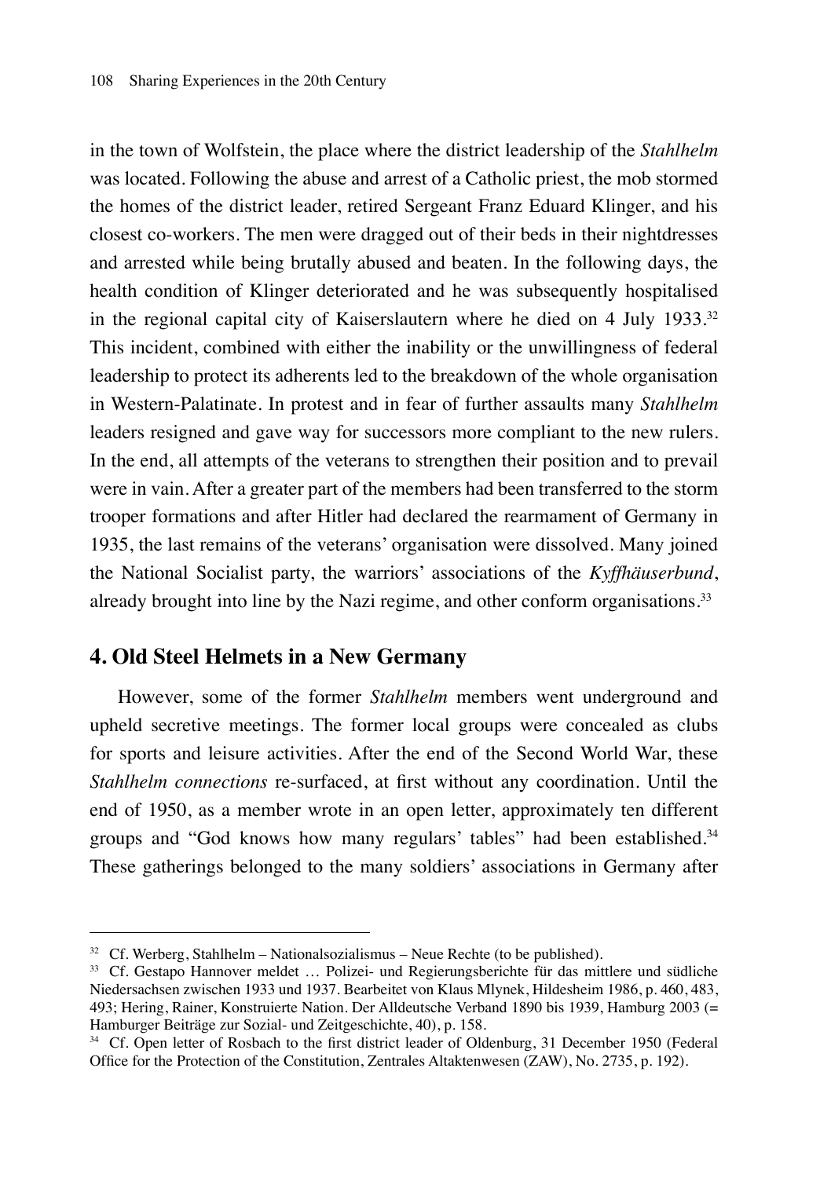in the town of Wolfstein, the place where the district leadership of the *Stahlhelm* was located. Following the abuse and arrest of a Catholic priest, the mob stormed the homes of the district leader, retired Sergeant Franz Eduard Klinger, and his closest co-workers. The men were dragged out of their beds in their nightdresses and arrested while being brutally abused and beaten. In the following days, the health condition of Klinger deteriorated and he was subsequently hospitalised in the regional capital city of Kaiserslautern where he died on 4 July 1933.[32] This incident, combined with either the inability or the unwillingness of federal leadership to protect its adherents led to the breakdown of the whole organisation in Western-Palatinate. In protest and in fear of further assaults many *Stahlhelm* leaders resigned and gave way for successors more compliant to the new rulers. In the end, all attempts of the veterans to strengthen their position and to prevail were in vain. After a greater part of the members had been transferred to the storm trooper formations and after Hitler had declared the rearmament of Germany in 1935, the last remains of the veterans' organisation were dissolved. Many joined the National Socialist party, the warriors' associations of the *Kyffhäuserbund*, already brought into line by the Nazi regime, and other conform organisations.[33]

## 4. Old Steel Helmets in a New Germany

However, some of the former *Stahlhelm* members went underground and upheld secretive meetings. The former local groups were concealed as clubs for sports and leisure activities. After the end of the Second World War, these *Stahlhelm connections* re-surfaced, at first without any coordination. Until the end of 1950, as a member wrote in an open letter, approximately ten different groups and "God knows how many regulars' tables" had been established.[34] These gatherings belonged to the many soldiers' associations in Germany after

---

[32] Cf. Werberg, Stahlhelm – Nationalsozialismus – Neue Rechte (to be published).

[33] Cf. Gestapo Hannover meldet … Polizei- und Regierungsberichte für das mittlere und südliche Niedersachsen zwischen 1933 und 1937. Bearbeitet von Klaus Mlynek, Hildesheim 1986, p. 460, 483, 493; Hering, Rainer, Konstruierte Nation. Der Alldeutsche Verband 1890 bis 1939, Hamburg 2003 (= Hamburger Beiträge zur Sozial- und Zeitgeschichte, 40), p. 158.

[34] Cf. Open letter of Rosbach to the first district leader of Oldenburg, 31 December 1950 (Federal Office for the Protection of the Constitution, Zentrales Altaktenwesen (ZAW), No. 2735, p. 192).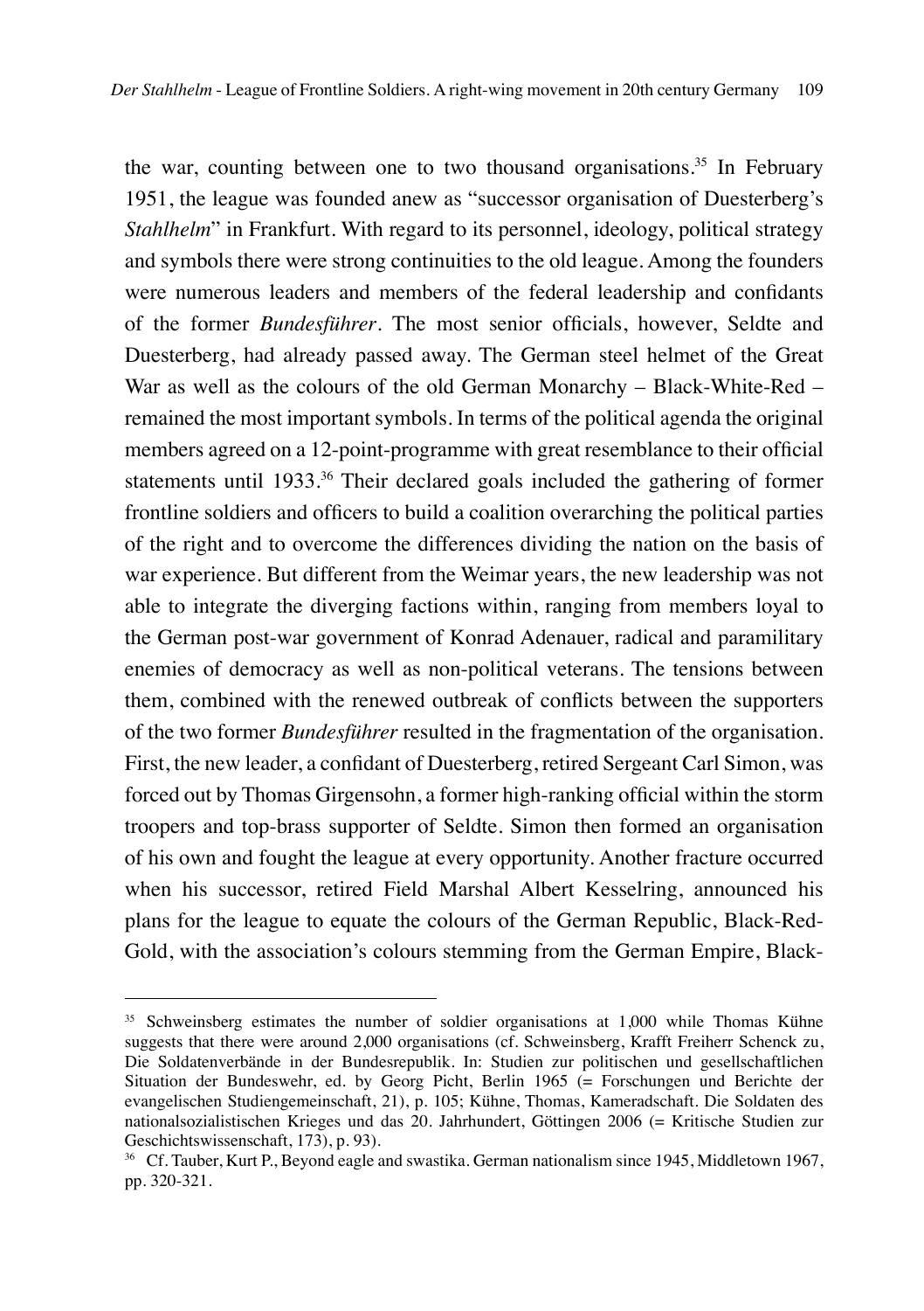the war, counting between one to two thousand organisations.[35] In February 1951, the league was founded anew as "successor organisation of Duesterberg's *Stahlhelm*" in Frankfurt. With regard to its personnel, ideology, political strategy and symbols there were strong continuities to the old league. Among the founders were numerous leaders and members of the federal leadership and confidants of the former *Bundesführer*. The most senior officials, however, Seldte and Duesterberg, had already passed away. The German steel helmet of the Great War as well as the colours of the old German Monarchy – Black-White-Red – remained the most important symbols. In terms of the political agenda the original members agreed on a 12-point-programme with great resemblance to their official statements until 1933.[36] Their declared goals included the gathering of former frontline soldiers and officers to build a coalition overarching the political parties of the right and to overcome the differences dividing the nation on the basis of war experience. But different from the Weimar years, the new leadership was not able to integrate the diverging factions within, ranging from members loyal to the German post-war government of Konrad Adenauer, radical and paramilitary enemies of democracy as well as non-political veterans. The tensions between them, combined with the renewed outbreak of conflicts between the supporters of the two former *Bundesführer* resulted in the fragmentation of the organisation. First, the new leader, a confidant of Duesterberg, retired Sergeant Carl Simon, was forced out by Thomas Girgensohn, a former high-ranking official within the storm troopers and top-brass supporter of Seldte. Simon then formed an organisation of his own and fought the league at every opportunity. Another fracture occurred when his successor, retired Field Marshal Albert Kesselring, announced his plans for the league to equate the colours of the German Republic, Black-Red-Gold, with the association's colours stemming from the German Empire, Black-

---

[35] Schweinsberg estimates the number of soldier organisations at 1,000 while Thomas Kühne suggests that there were around 2,000 organisations (cf. Schweinsberg, Krafft Freiherr Schenck zu, Die Soldatenverbände in der Bundesrepublik. In: Studien zur politischen und gesellschaftlichen Situation der Bundeswehr, ed. by Georg Picht, Berlin 1965 (= Forschungen und Berichte der evangelischen Studiengemeinschaft, 21), p. 105; Kühne, Thomas, Kameradschaft. Die Soldaten des nationalsozialistischen Krieges und das 20. Jahrhundert, Göttingen 2006 (= Kritische Studien zur Geschichtswissenschaft, 173), p. 93).

[36] Cf. Tauber, Kurt P., Beyond eagle and swastika. German nationalism since 1945, Middletown 1967, pp. 320-321.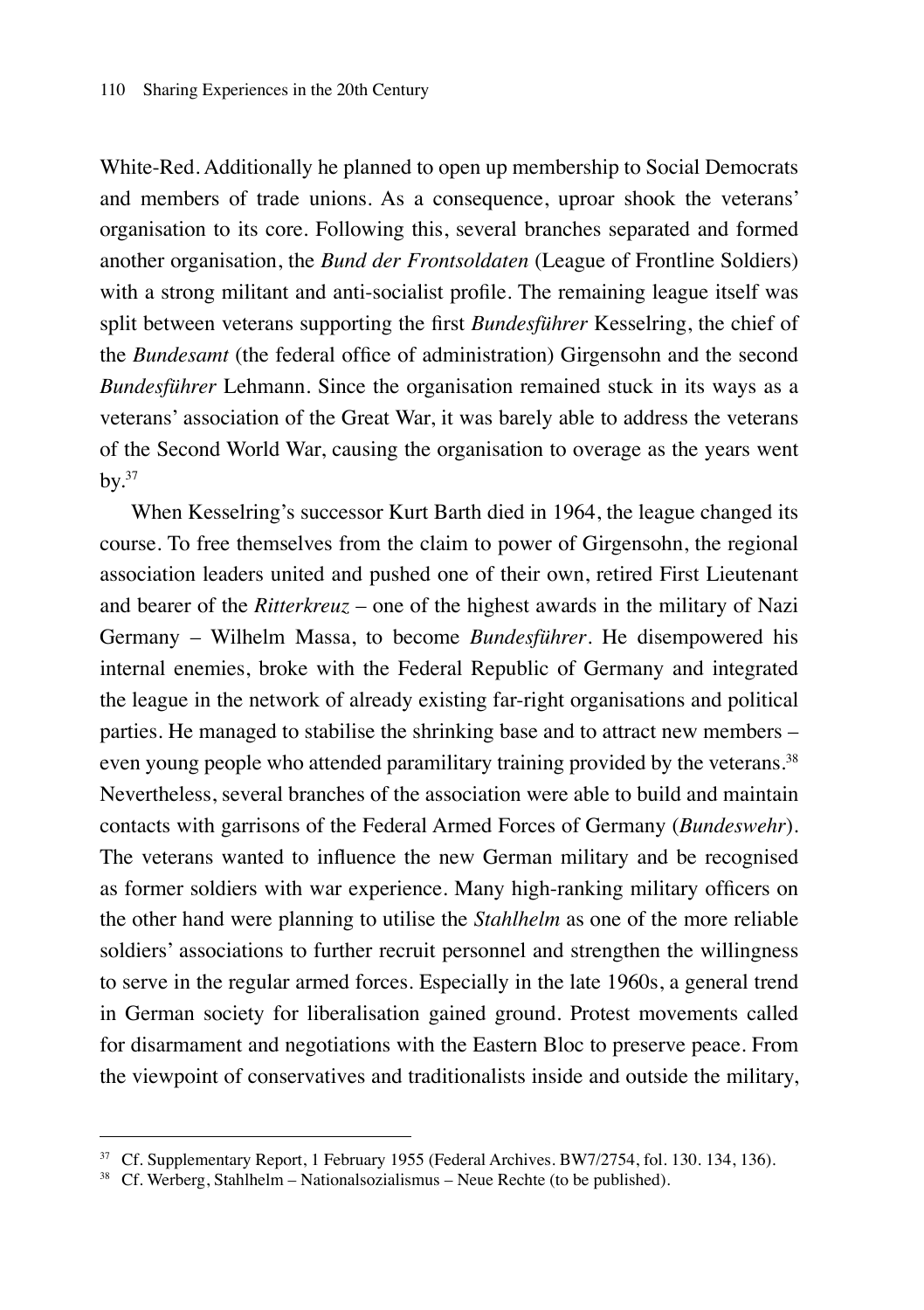White-Red. Additionally he planned to open up membership to Social Democrats and members of trade unions. As a consequence, uproar shook the veterans' organisation to its core. Following this, several branches separated and formed another organisation, the *Bund der Frontsoldaten* (League of Frontline Soldiers) with a strong militant and anti-socialist profile. The remaining league itself was split between veterans supporting the first *Bundesführer* Kesselring, the chief of the *Bundesamt* (the federal office of administration) Girgensohn and the second *Bundesführer* Lehmann. Since the organisation remained stuck in its ways as a veterans' association of the Great War, it was barely able to address the veterans of the Second World War, causing the organisation to overage as the years went by.[37]

When Kesselring's successor Kurt Barth died in 1964, the league changed its course. To free themselves from the claim to power of Girgensohn, the regional association leaders united and pushed one of their own, retired First Lieutenant and bearer of the *Ritterkreuz* – one of the highest awards in the military of Nazi Germany – Wilhelm Massa, to become *Bundesführer*. He disempowered his internal enemies, broke with the Federal Republic of Germany and integrated the league in the network of already existing far-right organisations and political parties. He managed to stabilise the shrinking base and to attract new members – even young people who attended paramilitary training provided by the veterans.[38] Nevertheless, several branches of the association were able to build and maintain contacts with garrisons of the Federal Armed Forces of Germany (*Bundeswehr*). The veterans wanted to influence the new German military and be recognised as former soldiers with war experience. Many high-ranking military officers on the other hand were planning to utilise the *Stahlhelm* as one of the more reliable soldiers' associations to further recruit personnel and strengthen the willingness to serve in the regular armed forces. Especially in the late 1960s, a general trend in German society for liberalisation gained ground. Protest movements called for disarmament and negotiations with the Eastern Bloc to preserve peace. From the viewpoint of conservatives and traditionalists inside and outside the military,

---

[37] Cf. Supplementary Report, 1 February 1955 (Federal Archives. BW7/2754, fol. 130. 134, 136).

[38] Cf. Werberg, Stahlhelm – Nationalsozialismus – Neue Rechte (to be published).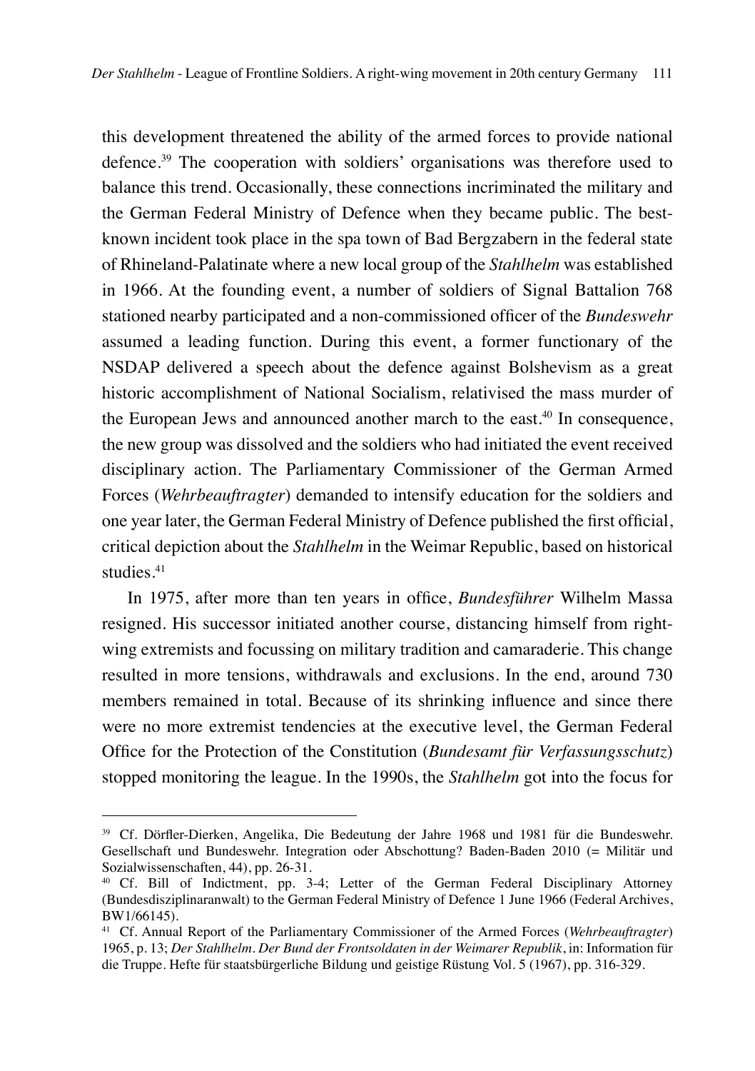this development threatened the ability of the armed forces to provide national defence.[39] The cooperation with soldiers' organisations was therefore used to balance this trend. Occasionally, these connections incriminated the military and the German Federal Ministry of Defence when they became public. The best-known incident took place in the spa town of Bad Bergzabern in the federal state of Rhineland-Palatinate where a new local group of the *Stahlhelm* was established in 1966. At the founding event, a number of soldiers of Signal Battalion 768 stationed nearby participated and a non-commissioned officer of the *Bundeswehr* assumed a leading function. During this event, a former functionary of the NSDAP delivered a speech about the defence against Bolshevism as a great historic accomplishment of National Socialism, relativised the mass murder of the European Jews and announced another march to the east.[40] In consequence, the new group was dissolved and the soldiers who had initiated the event received disciplinary action. The Parliamentary Commissioner of the German Armed Forces (*Wehrbeauftragter*) demanded to intensify education for the soldiers and one year later, the German Federal Ministry of Defence published the first official, critical depiction about the *Stahlhelm* in the Weimar Republic, based on historical studies.[41]

In 1975, after more than ten years in office, *Bundesführer* Wilhelm Massa resigned. His successor initiated another course, distancing himself from right-wing extremists and focussing on military tradition and camaraderie. This change resulted in more tensions, withdrawals and exclusions. In the end, around 730 members remained in total. Because of its shrinking influence and since there were no more extremist tendencies at the executive level, the German Federal Office for the Protection of the Constitution (*Bundesamt für Verfassungsschutz*) stopped monitoring the league. In the 1990s, the *Stahlhelm* got into the focus for

---

[39] Cf. Dörfler-Dierken, Angelika, Die Bedeutung der Jahre 1968 und 1981 für die Bundeswehr. Gesellschaft und Bundeswehr. Integration oder Abschottung? Baden-Baden 2010 (= Militär und Sozialwissenschaften, 44), pp. 26-31.

[40] Cf. Bill of Indictment, pp. 3-4; Letter of the German Federal Disciplinary Attorney (Bundesdisziplinaranwalt) to the German Federal Ministry of Defence 1 June 1966 (Federal Archives, BW1/66145).

[41] Cf. Annual Report of the Parliamentary Commissioner of the Armed Forces (*Wehrbeauftragter*) 1965, p. 13; *Der Stahlhelm. Der Bund der Frontsoldaten in der Weimarer Republik*, in: Information für die Truppe. Hefte für staatsbürgerliche Bildung und geistige Rüstung Vol. 5 (1967), pp. 316-329.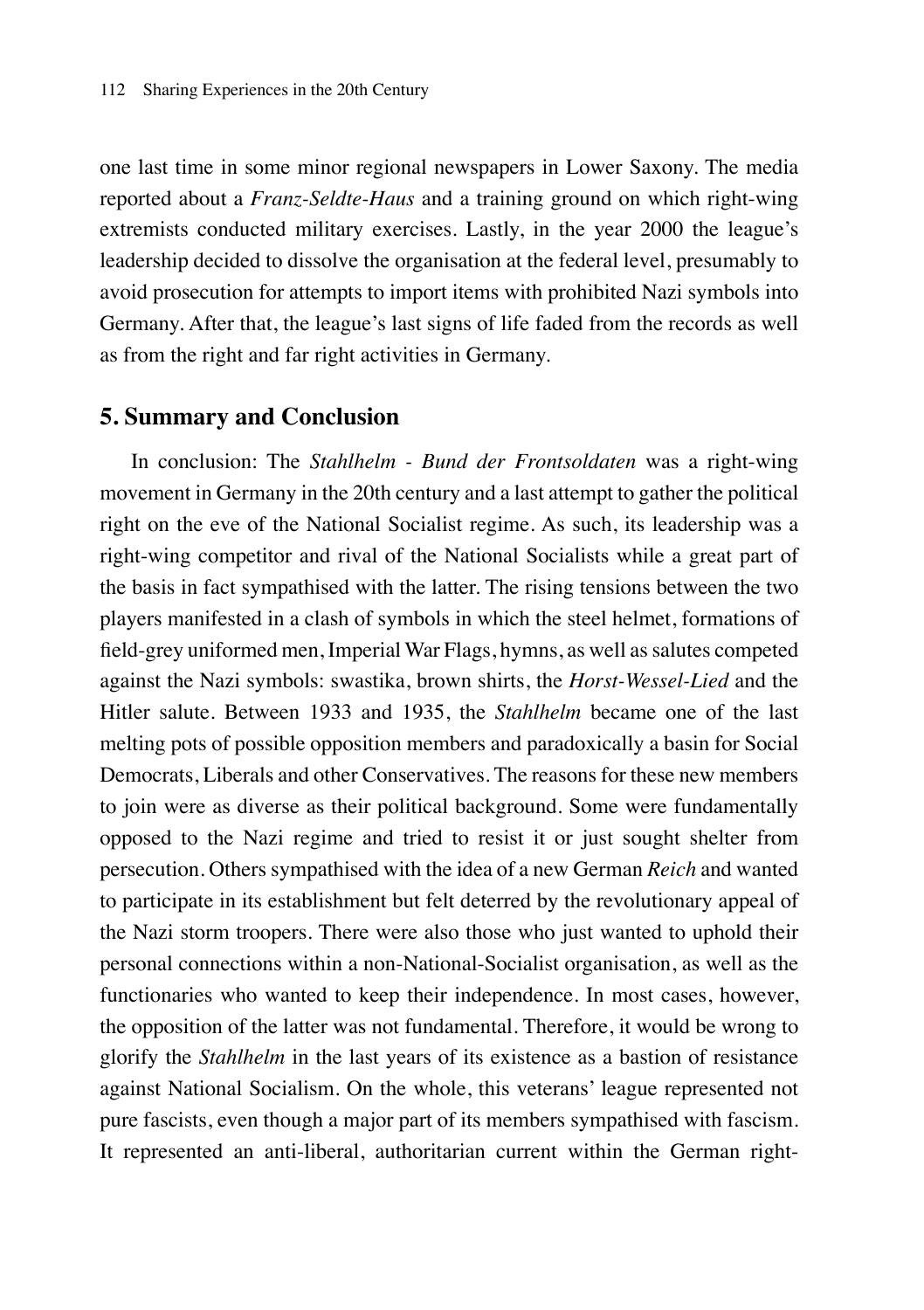one last time in some minor regional newspapers in Lower Saxony. The media reported about a *Franz-Seldte-Haus* and a training ground on which right-wing extremists conducted military exercises. Lastly, in the year 2000 the league's leadership decided to dissolve the organisation at the federal level, presumably to avoid prosecution for attempts to import items with prohibited Nazi symbols into Germany. After that, the league's last signs of life faded from the records as well as from the right and far right activities in Germany.

## 5. Summary and Conclusion

In conclusion: The *Stahlhelm - Bund der Frontsoldaten* was a right-wing movement in Germany in the 20th century and a last attempt to gather the political right on the eve of the National Socialist regime. As such, its leadership was a right-wing competitor and rival of the National Socialists while a great part of the basis in fact sympathised with the latter. The rising tensions between the two players manifested in a clash of symbols in which the steel helmet, formations of field-grey uniformed men, Imperial War Flags, hymns, as well as salutes competed against the Nazi symbols: swastika, brown shirts, the *Horst-Wessel-Lied* and the Hitler salute. Between 1933 and 1935, the *Stahlhelm* became one of the last melting pots of possible opposition members and paradoxically a basin for Social Democrats, Liberals and other Conservatives. The reasons for these new members to join were as diverse as their political background. Some were fundamentally opposed to the Nazi regime and tried to resist it or just sought shelter from persecution. Others sympathised with the idea of a new German *Reich* and wanted to participate in its establishment but felt deterred by the revolutionary appeal of the Nazi storm troopers. There were also those who just wanted to uphold their personal connections within a non-National-Socialist organisation, as well as the functionaries who wanted to keep their independence. In most cases, however, the opposition of the latter was not fundamental. Therefore, it would be wrong to glorify the *Stahlhelm* in the last years of its existence as a bastion of resistance against National Socialism. On the whole, this veterans' league represented not pure fascists, even though a major part of its members sympathised with fascism. It represented an anti-liberal, authoritarian current within the German right-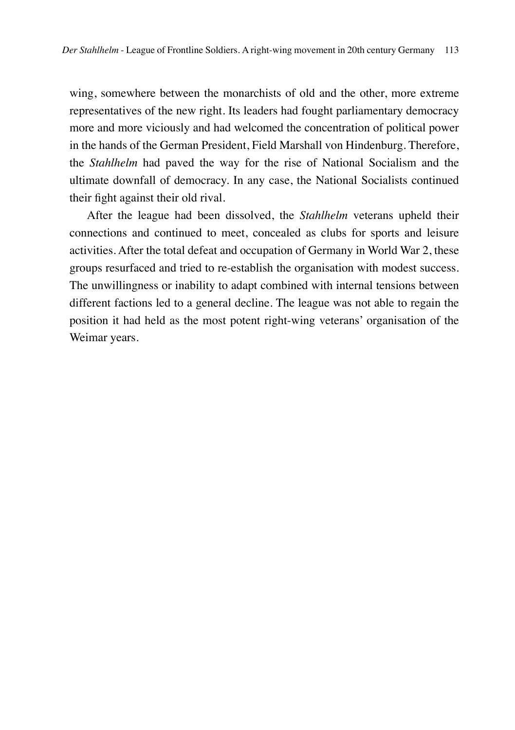wing, somewhere between the monarchists of old and the other, more extreme representatives of the new right. Its leaders had fought parliamentary democracy more and more viciously and had welcomed the concentration of political power in the hands of the German President, Field Marshall von Hindenburg. Therefore, the *Stahlhelm* had paved the way for the rise of National Socialism and the ultimate downfall of democracy. In any case, the National Socialists continued their fight against their old rival.

After the league had been dissolved, the *Stahlhelm* veterans upheld their connections and continued to meet, concealed as clubs for sports and leisure activities. After the total defeat and occupation of Germany in World War 2, these groups resurfaced and tried to re-establish the organisation with modest success. The unwillingness or inability to adapt combined with internal tensions between different factions led to a general decline. The league was not able to regain the position it had held as the most potent right-wing veterans' organisation of the Weimar years.